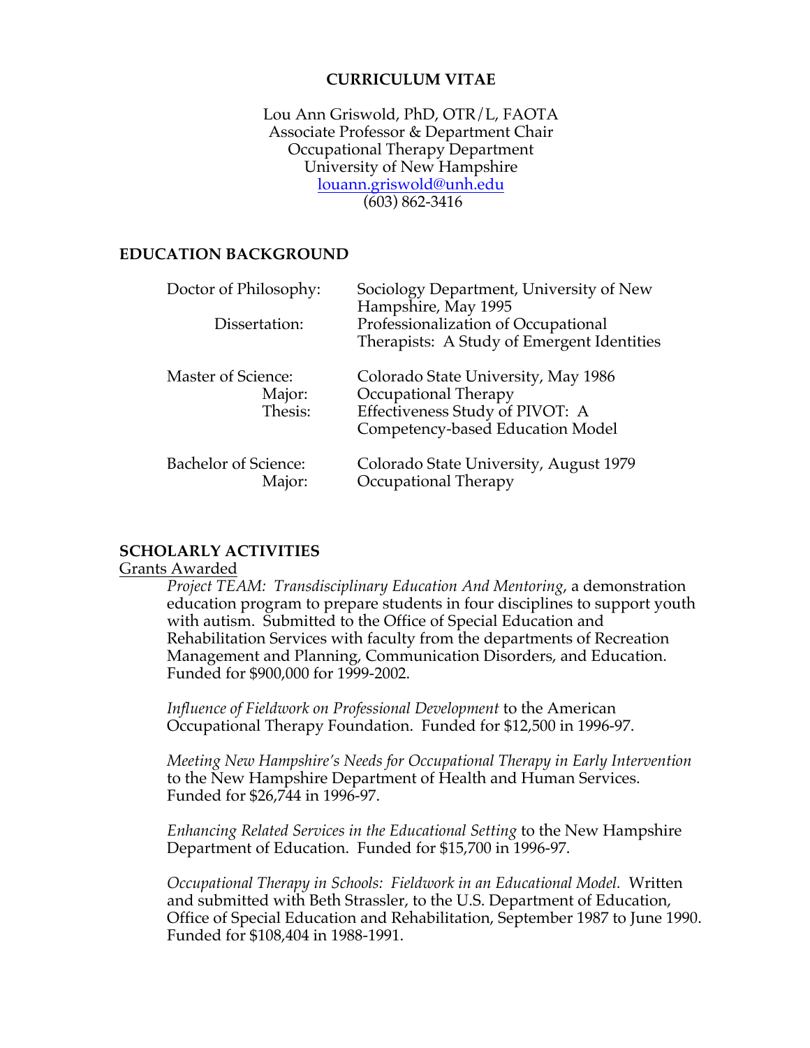# CURRICULUM VITAE

Lou Ann Griswold, PhD, OTR/L, FAOTA
Associate Professor & Department Chair
Occupational Therapy Department
University of New Hampshire
louann.griswold@unh.edu
(603) 862-3416

## EDUCATION BACKGROUND

| | |
|---|---|
| Doctor of Philosophy: | Sociology Department, University of New Hampshire, May 1995 |
| Dissertation: | Professionalization of Occupational Therapists: A Study of Emergent Identities |
| Master of Science: | Colorado State University, May 1986 |
| Major: | Occupational Therapy |
| Thesis: | Effectiveness Study of PIVOT: A Competency-based Education Model |
| Bachelor of Science: | Colorado State University, August 1979 |
| Major: | Occupational Therapy |

## SCHOLARLY ACTIVITIES

Grants Awarded

*Project TEAM: Transdisciplinary Education And Mentoring*, a demonstration education program to prepare students in four disciplines to support youth with autism. Submitted to the Office of Special Education and Rehabilitation Services with faculty from the departments of Recreation Management and Planning, Communication Disorders, and Education. Funded for $900,000 for 1999-2002.

*Influence of Fieldwork on Professional Development* to the American Occupational Therapy Foundation. Funded for $12,500 in 1996-97.

*Meeting New Hampshire's Needs for Occupational Therapy in Early Intervention* to the New Hampshire Department of Health and Human Services. Funded for $26,744 in 1996-97.

*Enhancing Related Services in the Educational Setting* to the New Hampshire Department of Education. Funded for $15,700 in 1996-97.

*Occupational Therapy in Schools: Fieldwork in an Educational Model.* Written and submitted with Beth Strassler, to the U.S. Department of Education, Office of Special Education and Rehabilitation, September 1987 to June 1990. Funded for $108,404 in 1988-1991.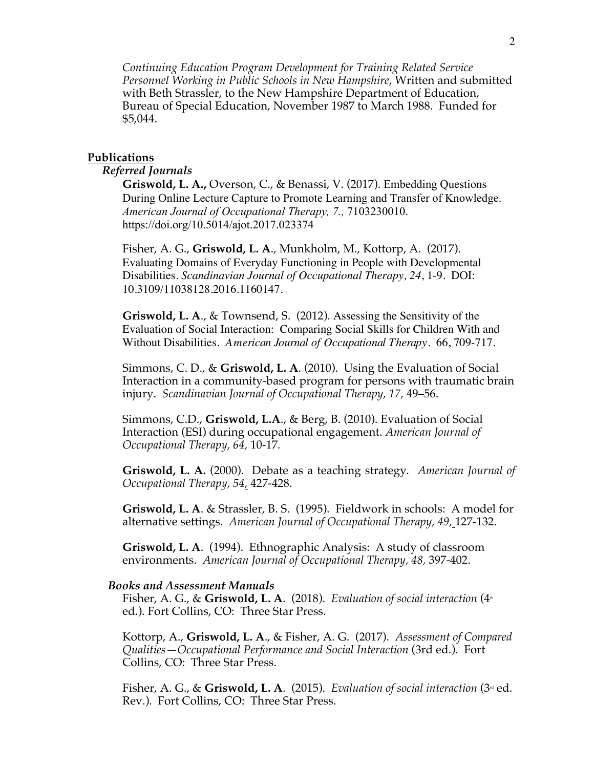*Continuing Education Program Development for Training Related Service Personnel Working in Public Schools in New Hampshire*, Written and submitted with Beth Strassler, to the New Hampshire Department of Education, Bureau of Special Education, November 1987 to March 1988. Funded for $5,044.

## Publications

### *Referred Journals*

**Griswold, L. A.,** Overson, C., & Benassi, V. (2017). Embedding Questions During Online Lecture Capture to Promote Learning and Transfer of Knowledge. *American Journal of Occupational Therapy, 7.,* 7103230010. https://doi.org/10.5014/ajot.2017.023374

Fisher, A. G., **Griswold, L. A**., Munkholm, M., Kottorp, A. (2017). Evaluating Domains of Everyday Functioning in People with Developmental Disabilities. *Scandinavian Journal of Occupational Therapy*, *24*, 1-9. DOI: 10.3109/11038128.2016.1160147.

**Griswold, L. A**., & Townsend, S. (2012). Assessing the Sensitivity of the Evaluation of Social Interaction: Comparing Social Skills for Children With and Without Disabilities. *American Journal of Occupational Therapy*. 66, 709-717.

Simmons, C. D., & **Griswold, L. A**. (2010). Using the Evaluation of Social Interaction in a community-based program for persons with traumatic brain injury. *Scandinavian Journal of Occupational Therapy, 17*, 49–56.

Simmons, C.D., **Griswold, L.A**., & Berg, B. (2010). Evaluation of Social Interaction (ESI) during occupational engagement. *American Journal of Occupational Therapy, 64,* 10-17.

**Griswold, L. A.** (2000). Debate as a teaching strategy. *American Journal of Occupational Therapy, 54,* 427-428.

**Griswold, L. A**. & Strassler, B. S. (1995). Fieldwork in schools: A model for alternative settings. *American Journal of Occupational Therapy, 49,* 127-132.

**Griswold, L. A**. (1994). Ethnographic Analysis: A study of classroom environments. *American Journal of Occupational Therapy, 48,* 397-402.

### *Books and Assessment Manuals*

Fisher, A. G., & **Griswold, L. A**. (2018). *Evaluation of social interaction* (4th ed.). Fort Collins, CO: Three Star Press.

Kottorp, A., **Griswold, L. A**., & Fisher, A. G. (2017). *Assessment of Compared Qualities—Occupational Performance and Social Interaction* (3rd ed.). Fort Collins, CO: Three Star Press.

Fisher, A. G., & **Griswold, L. A**. (2015). *Evaluation of social interaction* (3rd ed. Rev.). Fort Collins, CO: Three Star Press.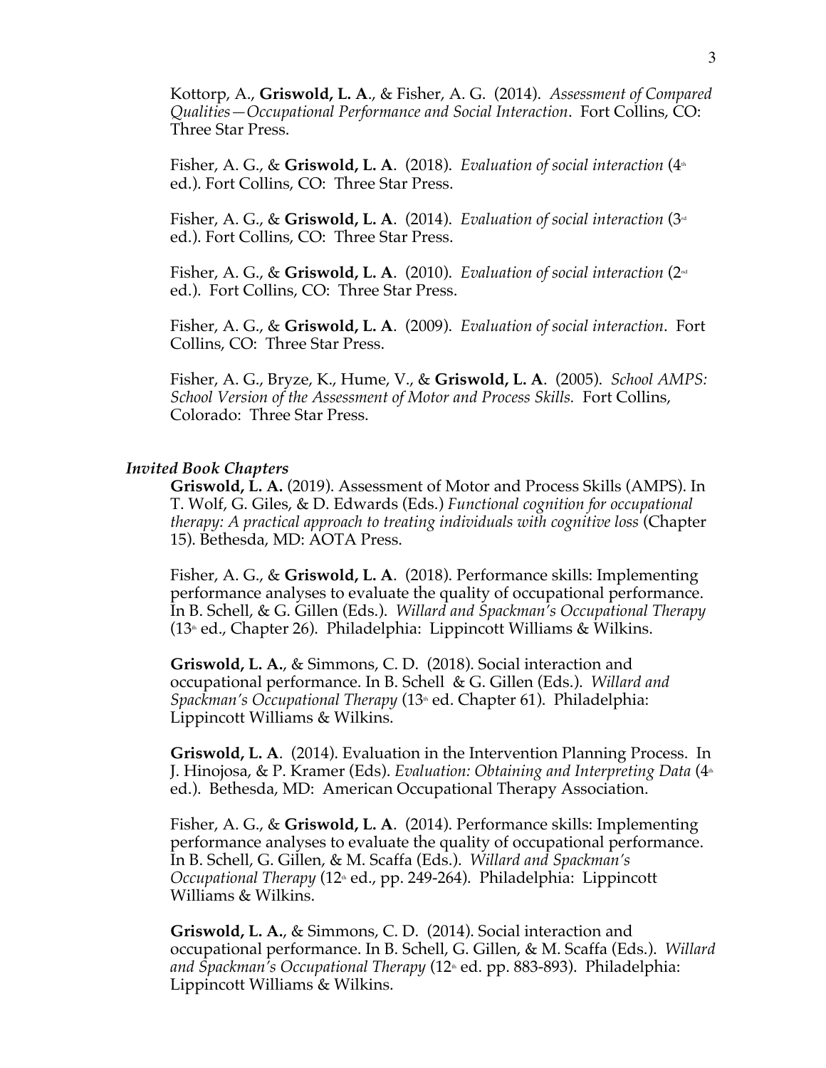Kottorp, A., **Griswold, L. A**., & Fisher, A. G. (2014). *Assessment of Compared Qualities—Occupational Performance and Social Interaction*. Fort Collins, CO: Three Star Press.

Fisher, A. G., & **Griswold, L. A**. (2018). *Evaluation of social interaction* (4th ed.). Fort Collins, CO: Three Star Press.

Fisher, A. G., & **Griswold, L. A**. (2014). *Evaluation of social interaction* (3rd ed.). Fort Collins, CO: Three Star Press.

Fisher, A. G., & **Griswold, L. A**. (2010). *Evaluation of social interaction* (2nd ed.). Fort Collins, CO: Three Star Press.

Fisher, A. G., & **Griswold, L. A**. (2009). *Evaluation of social interaction*. Fort Collins, CO: Three Star Press.

Fisher, A. G., Bryze, K., Hume, V., & **Griswold, L. A**. (2005). *School AMPS: School Version of the Assessment of Motor and Process Skills.* Fort Collins, Colorado: Three Star Press.

### *Invited Book Chapters*

**Griswold, L. A.** (2019). Assessment of Motor and Process Skills (AMPS). In T. Wolf, G. Giles, & D. Edwards (Eds.) *Functional cognition for occupational therapy: A practical approach to treating individuals with cognitive loss* (Chapter 15). Bethesda, MD: AOTA Press.

Fisher, A. G., & **Griswold, L. A**. (2018). Performance skills: Implementing performance analyses to evaluate the quality of occupational performance. In B. Schell, & G. Gillen (Eds.). *Willard and Spackman's Occupational Therapy* (13th ed., Chapter 26). Philadelphia: Lippincott Williams & Wilkins.

**Griswold, L. A.**, & Simmons, C. D. (2018). Social interaction and occupational performance. In B. Schell & G. Gillen (Eds.). *Willard and Spackman's Occupational Therapy* (13th ed. Chapter 61). Philadelphia: Lippincott Williams & Wilkins.

**Griswold, L. A**. (2014). Evaluation in the Intervention Planning Process. In J. Hinojosa, & P. Kramer (Eds). *Evaluation: Obtaining and Interpreting Data* (4th ed.). Bethesda, MD: American Occupational Therapy Association.

Fisher, A. G., & **Griswold, L. A**. (2014). Performance skills: Implementing performance analyses to evaluate the quality of occupational performance. In B. Schell, G. Gillen, & M. Scaffa (Eds.). *Willard and Spackman's Occupational Therapy* (12th ed., pp. 249-264). Philadelphia: Lippincott Williams & Wilkins.

**Griswold, L. A.**, & Simmons, C. D. (2014). Social interaction and occupational performance. In B. Schell, G. Gillen, & M. Scaffa (Eds.). *Willard and Spackman's Occupational Therapy* (12th ed. pp. 883-893). Philadelphia: Lippincott Williams & Wilkins.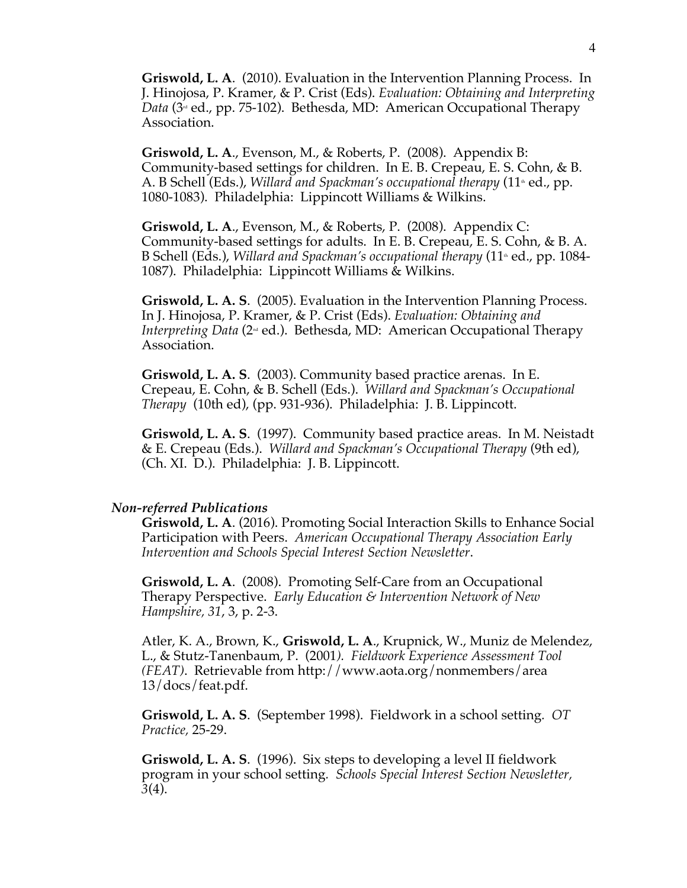**Griswold, L. A**. (2010). Evaluation in the Intervention Planning Process. In J. Hinojosa, P. Kramer, & P. Crist (Eds). *Evaluation: Obtaining and Interpreting Data* (3rd ed., pp. 75-102). Bethesda, MD: American Occupational Therapy Association.

**Griswold, L. A**., Evenson, M., & Roberts, P. (2008). Appendix B: Community-based settings for children. In E. B. Crepeau, E. S. Cohn, & B. A. B Schell (Eds.), *Willard and Spackman's occupational therapy* (11th ed., pp. 1080-1083). Philadelphia: Lippincott Williams & Wilkins.

**Griswold, L. A**., Evenson, M., & Roberts, P. (2008). Appendix C: Community-based settings for adults. In E. B. Crepeau, E. S. Cohn, & B. A. B Schell (Eds.), *Willard and Spackman's occupational therapy* (11th ed., pp. 1084-1087). Philadelphia: Lippincott Williams & Wilkins.

**Griswold, L. A. S**. (2005). Evaluation in the Intervention Planning Process. In J. Hinojosa, P. Kramer, & P. Crist (Eds). *Evaluation: Obtaining and Interpreting Data* (2nd ed.). Bethesda, MD: American Occupational Therapy Association.

**Griswold, L. A. S**. (2003). Community based practice arenas. In E. Crepeau, E. Cohn, & B. Schell (Eds.). *Willard and Spackman's Occupational Therapy* (10th ed), (pp. 931-936). Philadelphia: J. B. Lippincott.

**Griswold, L. A. S**. (1997). Community based practice areas. In M. Neistadt & E. Crepeau (Eds.). *Willard and Spackman's Occupational Therapy* (9th ed), (Ch. XI. D.). Philadelphia: J. B. Lippincott.

### *Non-referred Publications*

**Griswold, L. A**. (2016). Promoting Social Interaction Skills to Enhance Social Participation with Peers. *American Occupational Therapy Association Early Intervention and Schools Special Interest Section Newsletter*.

**Griswold, L. A**. (2008). Promoting Self-Care from an Occupational Therapy Perspective. *Early Education & Intervention Network of New Hampshire, 31*, 3, p. 2-3.

Atler, K. A., Brown, K., **Griswold, L. A**., Krupnick, W., Muniz de Melendez, L., & Stutz-Tanenbaum, P. (2001). *Fieldwork Experience Assessment Tool (FEAT)*. Retrievable from http://www.aota.org/nonmembers/area 13/docs/feat.pdf.

**Griswold, L. A. S**. (September 1998). Fieldwork in a school setting. *OT Practice,* 25-29.

**Griswold, L. A. S**. (1996). Six steps to developing a level II fieldwork program in your school setting. *Schools Special Interest Section Newsletter, 3*(4).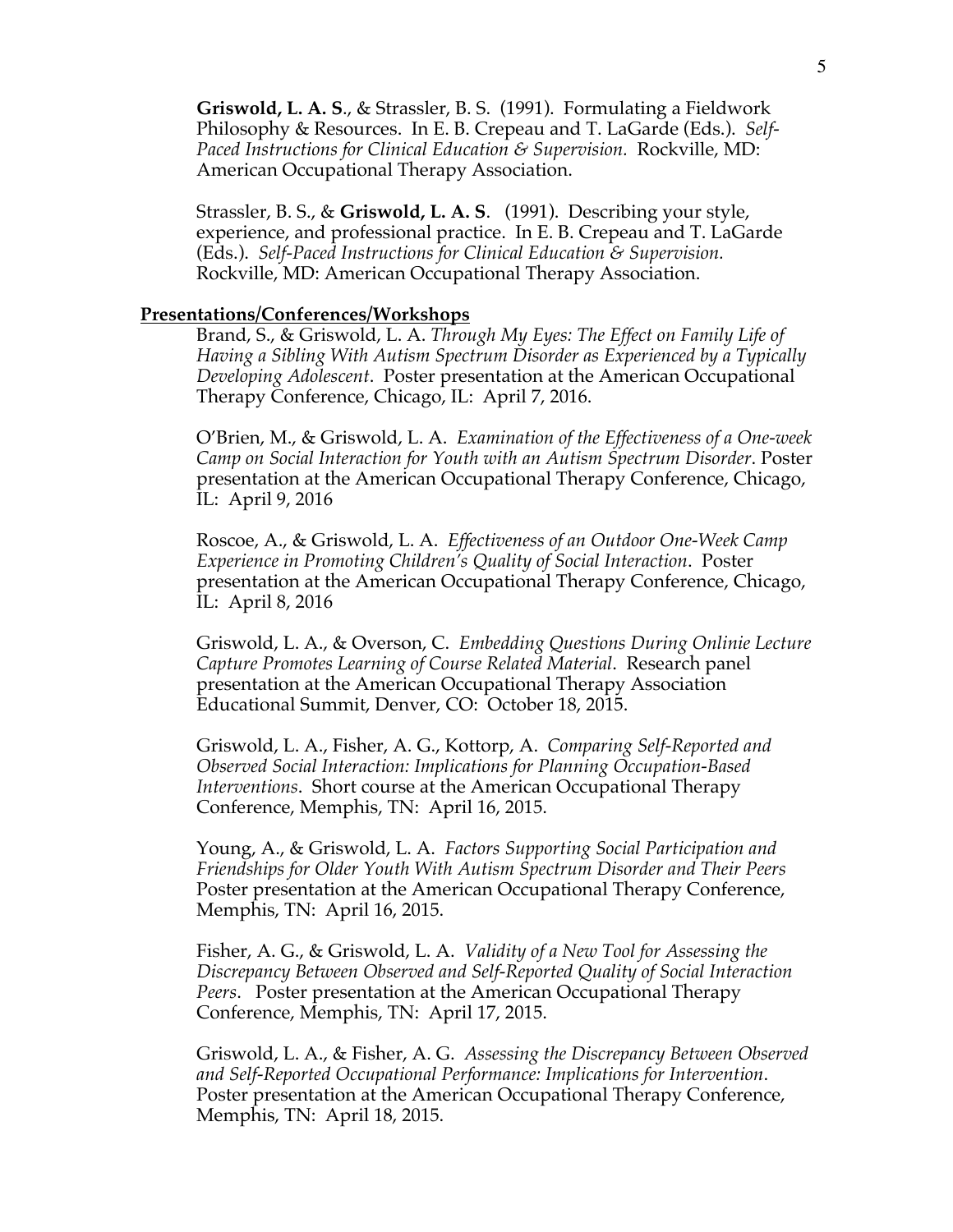**Griswold, L. A. S**., & Strassler, B. S. (1991). Formulating a Fieldwork Philosophy & Resources. In E. B. Crepeau and T. LaGarde (Eds.). *Self-Paced Instructions for Clinical Education & Supervision.* Rockville, MD: American Occupational Therapy Association.

Strassler, B. S., & **Griswold, L. A. S**. (1991). Describing your style, experience, and professional practice. In E. B. Crepeau and T. LaGarde (Eds.). *Self-Paced Instructions for Clinical Education & Supervision.* Rockville, MD: American Occupational Therapy Association.

**Presentations/Conferences/Workshops**

Brand, S., & Griswold, L. A. *Through My Eyes: The Effect on Family Life of Having a Sibling With Autism Spectrum Disorder as Experienced by a Typically Developing Adolescent*. Poster presentation at the American Occupational Therapy Conference, Chicago, IL: April 7, 2016.

O'Brien, M., & Griswold, L. A. *Examination of the Effectiveness of a One-week Camp on Social Interaction for Youth with an Autism Spectrum Disorder*. Poster presentation at the American Occupational Therapy Conference, Chicago, IL: April 9, 2016

Roscoe, A., & Griswold, L. A. *Effectiveness of an Outdoor One-Week Camp Experience in Promoting Children's Quality of Social Interaction*. Poster presentation at the American Occupational Therapy Conference, Chicago, IL: April 8, 2016

Griswold, L. A., & Overson, C. *Embedding Questions During Onlinie Lecture Capture Promotes Learning of Course Related Material*. Research panel presentation at the American Occupational Therapy Association Educational Summit, Denver, CO: October 18, 2015.

Griswold, L. A., Fisher, A. G., Kottorp, A. *Comparing Self-Reported and Observed Social Interaction: Implications for Planning Occupation-Based Interventions*. Short course at the American Occupational Therapy Conference, Memphis, TN: April 16, 2015.

Young, A., & Griswold, L. A. *Factors Supporting Social Participation and Friendships for Older Youth With Autism Spectrum Disorder and Their Peers* Poster presentation at the American Occupational Therapy Conference, Memphis, TN: April 16, 2015.

Fisher, A. G., & Griswold, L. A. *Validity of a New Tool for Assessing the Discrepancy Between Observed and Self-Reported Quality of Social Interaction Peers*. Poster presentation at the American Occupational Therapy Conference, Memphis, TN: April 17, 2015.

Griswold, L. A., & Fisher, A. G. *Assessing the Discrepancy Between Observed and Self-Reported Occupational Performance: Implications for Intervention*. Poster presentation at the American Occupational Therapy Conference, Memphis, TN: April 18, 2015.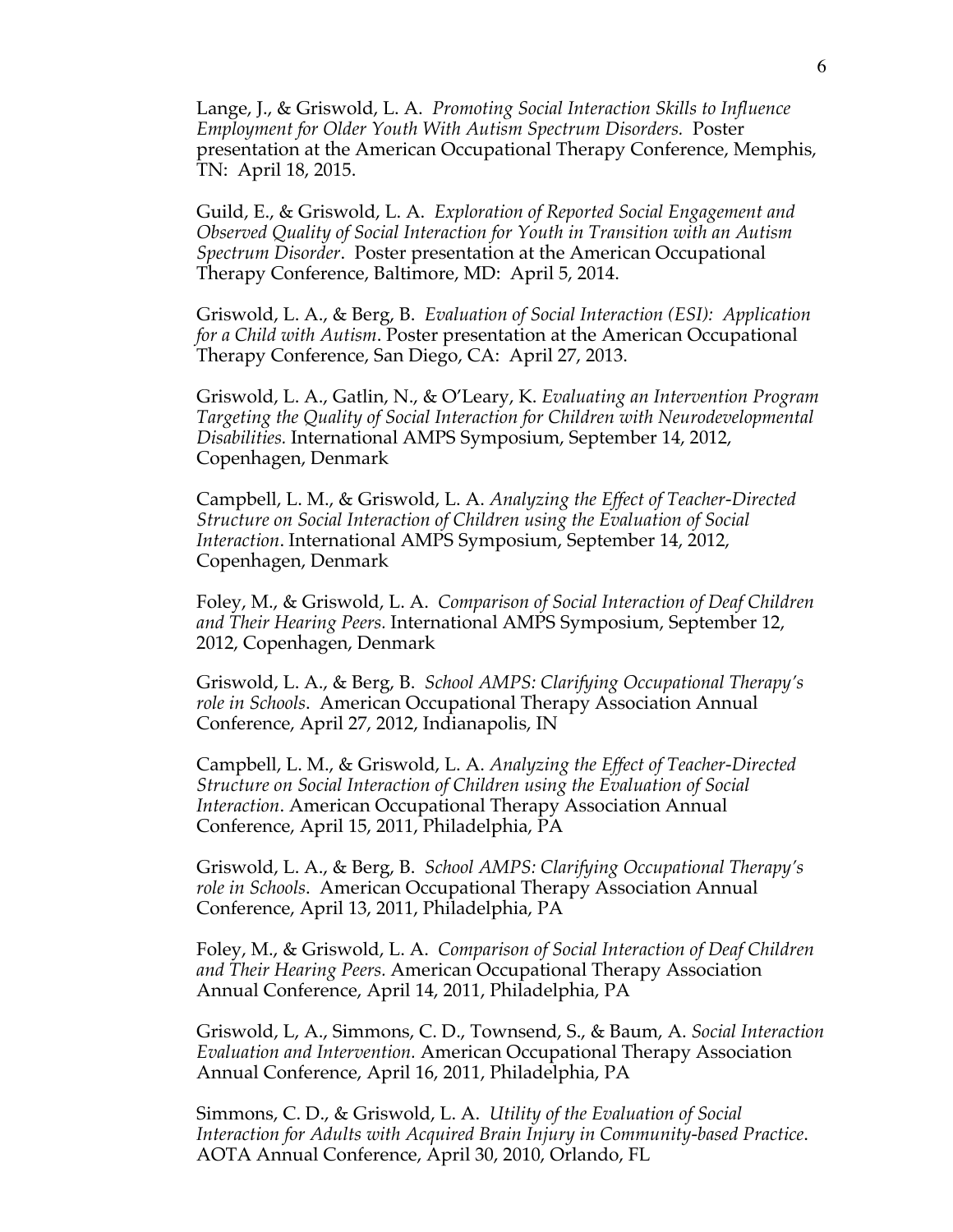Lange, J., & Griswold, L. A. *Promoting Social Interaction Skills to Influence Employment for Older Youth With Autism Spectrum Disorders.* Poster presentation at the American Occupational Therapy Conference, Memphis, TN: April 18, 2015.

Guild, E., & Griswold, L. A. *Exploration of Reported Social Engagement and Observed Quality of Social Interaction for Youth in Transition with an Autism Spectrum Disorder*. Poster presentation at the American Occupational Therapy Conference, Baltimore, MD: April 5, 2014.

Griswold, L. A., & Berg, B. *Evaluation of Social Interaction (ESI): Application for a Child with Autism*. Poster presentation at the American Occupational Therapy Conference, San Diego, CA: April 27, 2013.

Griswold, L. A., Gatlin, N., & O'Leary, K. *Evaluating an Intervention Program Targeting the Quality of Social Interaction for Children with Neurodevelopmental Disabilities.* International AMPS Symposium, September 14, 2012, Copenhagen, Denmark

Campbell, L. M., & Griswold, L. A. *Analyzing the Effect of Teacher-Directed Structure on Social Interaction of Children using the Evaluation of Social Interaction*. International AMPS Symposium, September 14, 2012, Copenhagen, Denmark

Foley, M., & Griswold, L. A. *Comparison of Social Interaction of Deaf Children and Their Hearing Peers.* International AMPS Symposium, September 12, 2012, Copenhagen, Denmark

Griswold, L. A., & Berg, B. *School AMPS: Clarifying Occupational Therapy's role in Schools*. American Occupational Therapy Association Annual Conference, April 27, 2012, Indianapolis, IN

Campbell, L. M., & Griswold, L. A. *Analyzing the Effect of Teacher-Directed Structure on Social Interaction of Children using the Evaluation of Social Interaction*. American Occupational Therapy Association Annual Conference, April 15, 2011, Philadelphia, PA

Griswold, L. A., & Berg, B. *School AMPS: Clarifying Occupational Therapy's role in Schools*. American Occupational Therapy Association Annual Conference, April 13, 2011, Philadelphia, PA

Foley, M., & Griswold, L. A. *Comparison of Social Interaction of Deaf Children and Their Hearing Peers.* American Occupational Therapy Association Annual Conference, April 14, 2011, Philadelphia, PA

Griswold, L, A., Simmons, C. D., Townsend, S., & Baum, A. *Social Interaction Evaluation and Intervention.* American Occupational Therapy Association Annual Conference, April 16, 2011, Philadelphia, PA

Simmons, C. D., & Griswold, L. A. *Utility of the Evaluation of Social Interaction for Adults with Acquired Brain Injury in Community-based Practice*. AOTA Annual Conference, April 30, 2010, Orlando, FL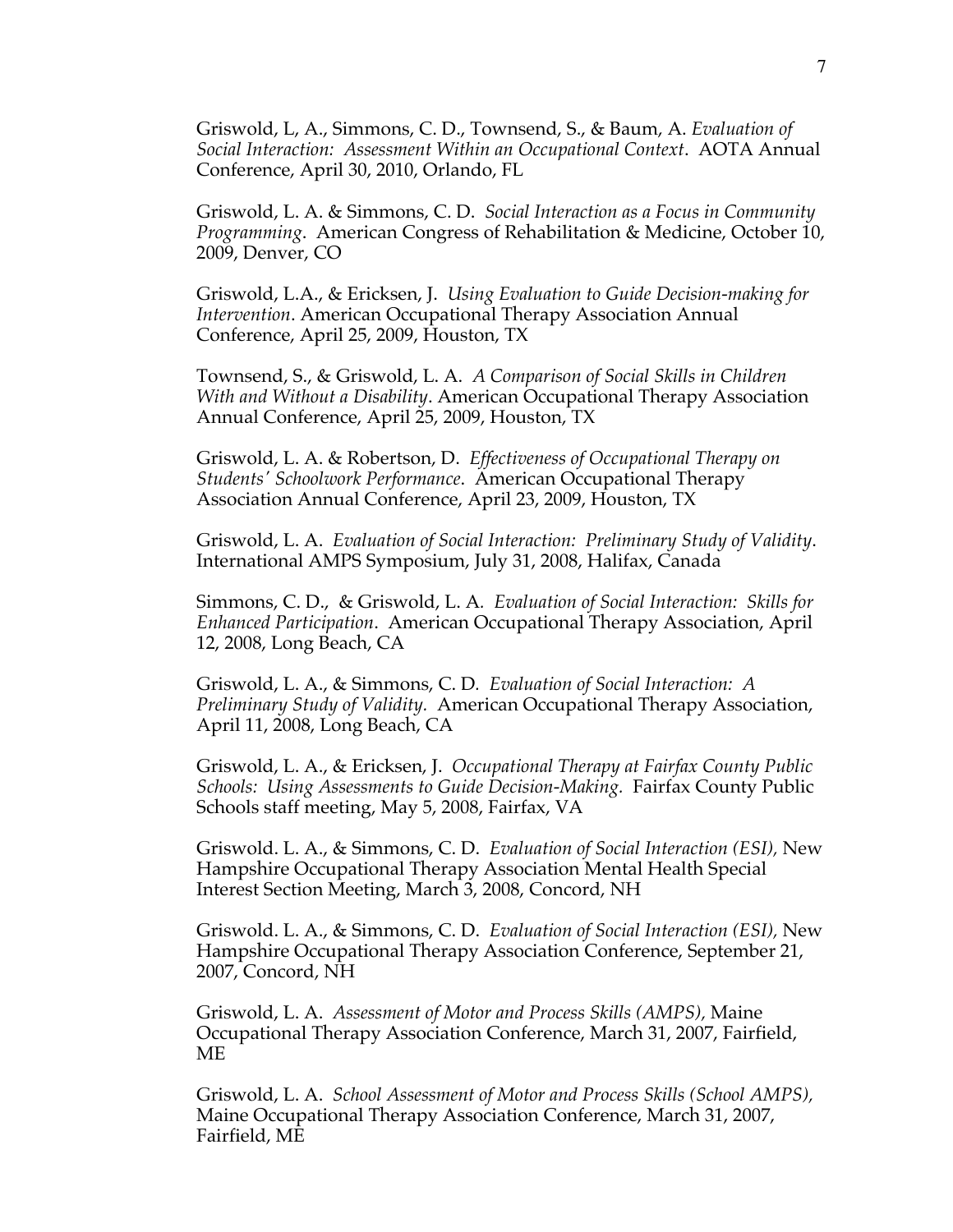Griswold, L, A., Simmons, C. D., Townsend, S., & Baum, A. *Evaluation of Social Interaction: Assessment Within an Occupational Context*. AOTA Annual Conference, April 30, 2010, Orlando, FL

Griswold, L. A. & Simmons, C. D. *Social Interaction as a Focus in Community Programming*. American Congress of Rehabilitation & Medicine, October 10, 2009, Denver, CO

Griswold, L.A., & Ericksen, J. *Using Evaluation to Guide Decision-making for Intervention*. American Occupational Therapy Association Annual Conference, April 25, 2009, Houston, TX

Townsend, S., & Griswold, L. A. *A Comparison of Social Skills in Children With and Without a Disability*. American Occupational Therapy Association Annual Conference, April 25, 2009, Houston, TX

Griswold, L. A. & Robertson, D. *Effectiveness of Occupational Therapy on Students' Schoolwork Performance*. American Occupational Therapy Association Annual Conference, April 23, 2009, Houston, TX

Griswold, L. A. *Evaluation of Social Interaction: Preliminary Study of Validity*. International AMPS Symposium, July 31, 2008, Halifax, Canada

Simmons, C. D., & Griswold, L. A. *Evaluation of Social Interaction: Skills for Enhanced Participation*. American Occupational Therapy Association, April 12, 2008, Long Beach, CA

Griswold, L. A., & Simmons, C. D. *Evaluation of Social Interaction: A Preliminary Study of Validity.* American Occupational Therapy Association, April 11, 2008, Long Beach, CA

Griswold, L. A., & Ericksen, J. *Occupational Therapy at Fairfax County Public Schools: Using Assessments to Guide Decision-Making.* Fairfax County Public Schools staff meeting, May 5, 2008, Fairfax, VA

Griswold. L. A., & Simmons, C. D. *Evaluation of Social Interaction (ESI),* New Hampshire Occupational Therapy Association Mental Health Special Interest Section Meeting, March 3, 2008, Concord, NH

Griswold. L. A., & Simmons, C. D. *Evaluation of Social Interaction (ESI),* New Hampshire Occupational Therapy Association Conference, September 21, 2007, Concord, NH

Griswold, L. A. *Assessment of Motor and Process Skills (AMPS),* Maine Occupational Therapy Association Conference, March 31, 2007, Fairfield, ME

Griswold, L. A. *School Assessment of Motor and Process Skills (School AMPS),* Maine Occupational Therapy Association Conference, March 31, 2007, Fairfield, ME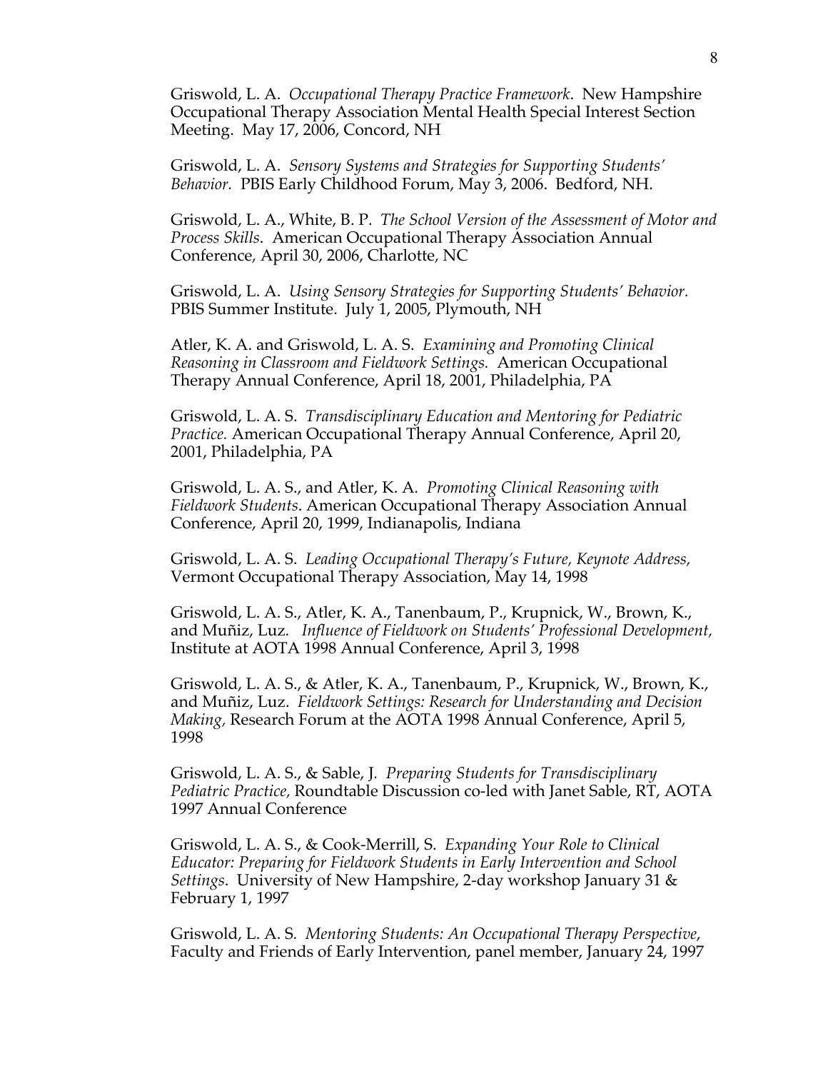Griswold, L. A. *Occupational Therapy Practice Framework*. New Hampshire Occupational Therapy Association Mental Health Special Interest Section Meeting. May 17, 2006, Concord, NH

Griswold, L. A. *Sensory Systems and Strategies for Supporting Students' Behavior.* PBIS Early Childhood Forum, May 3, 2006. Bedford, NH.

Griswold, L. A., White, B. P. *The School Version of the Assessment of Motor and Process Skills*. American Occupational Therapy Association Annual Conference, April 30, 2006, Charlotte, NC

Griswold, L. A. *Using Sensory Strategies for Supporting Students' Behavior.* PBIS Summer Institute. July 1, 2005, Plymouth, NH

Atler, K. A. and Griswold, L. A. S. *Examining and Promoting Clinical Reasoning in Classroom and Fieldwork Settings.* American Occupational Therapy Annual Conference, April 18, 2001, Philadelphia, PA

Griswold, L. A. S. *Transdisciplinary Education and Mentoring for Pediatric Practice.* American Occupational Therapy Annual Conference, April 20, 2001, Philadelphia, PA

Griswold, L. A. S., and Atler, K. A. *Promoting Clinical Reasoning with Fieldwork Students*. American Occupational Therapy Association Annual Conference, April 20, 1999, Indianapolis, Indiana

Griswold, L. A. S. *Leading Occupational Therapy's Future, Keynote Address,* Vermont Occupational Therapy Association, May 14, 1998

Griswold, L. A. S., Atler, K. A., Tanenbaum, P., Krupnick, W., Brown, K., and Muñiz, Luz. *Influence of Fieldwork on Students' Professional Development,* Institute at AOTA 1998 Annual Conference, April 3, 1998

Griswold, L. A. S., & Atler, K. A., Tanenbaum, P., Krupnick, W., Brown, K., and Muñiz, Luz. *Fieldwork Settings: Research for Understanding and Decision Making,* Research Forum at the AOTA 1998 Annual Conference, April 5, 1998

Griswold, L. A. S., & Sable, J. *Preparing Students for Transdisciplinary Pediatric Practice,* Roundtable Discussion co-led with Janet Sable, RT, AOTA 1997 Annual Conference

Griswold, L. A. S., & Cook-Merrill, S. *Expanding Your Role to Clinical Educator: Preparing for Fieldwork Students in Early Intervention and School Settings*. University of New Hampshire, 2-day workshop January 31 & February 1, 1997

Griswold, L. A. S. *Mentoring Students: An Occupational Therapy Perspective*, Faculty and Friends of Early Intervention, panel member, January 24, 1997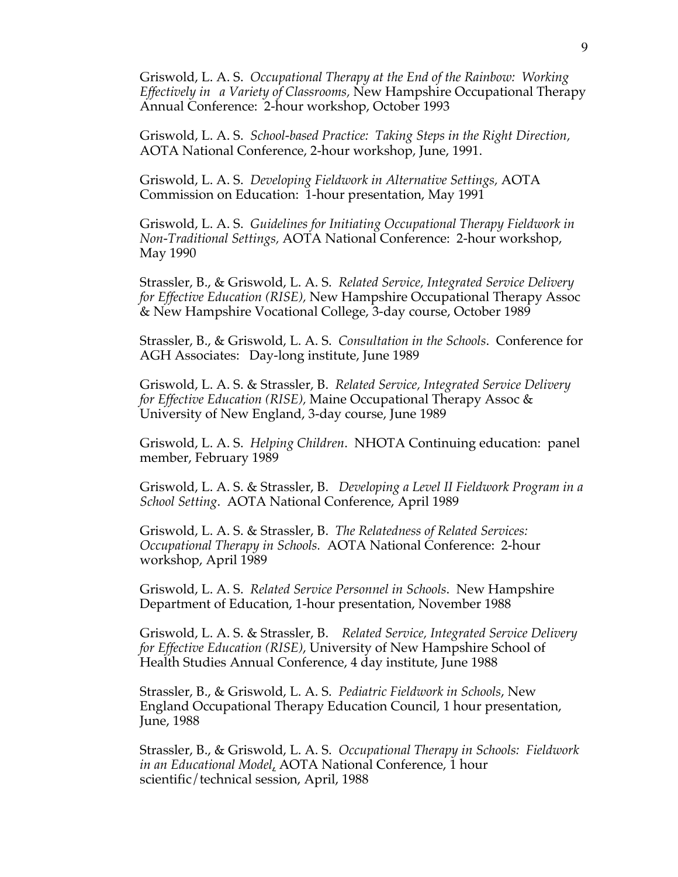Griswold, L. A. S. *Occupational Therapy at the End of the Rainbow: Working Effectively in a Variety of Classrooms,* New Hampshire Occupational Therapy Annual Conference: 2-hour workshop, October 1993

Griswold, L. A. S. *School-based Practice: Taking Steps in the Right Direction,* AOTA National Conference, 2-hour workshop, June, 1991.

Griswold, L. A. S. *Developing Fieldwork in Alternative Settings,* AOTA Commission on Education: 1-hour presentation, May 1991

Griswold, L. A. S. *Guidelines for Initiating Occupational Therapy Fieldwork in Non-Traditional Settings,* AOTA National Conference: 2-hour workshop, May 1990

Strassler, B., & Griswold, L. A. S. *Related Service, Integrated Service Delivery for Effective Education (RISE),* New Hampshire Occupational Therapy Assoc & New Hampshire Vocational College, 3-day course, October 1989

Strassler, B., & Griswold, L. A. S. *Consultation in the Schools*. Conference for AGH Associates: Day-long institute, June 1989

Griswold, L. A. S. & Strassler, B. *Related Service, Integrated Service Delivery for Effective Education (RISE),* Maine Occupational Therapy Assoc & University of New England, 3-day course, June 1989

Griswold, L. A. S. *Helping Children*. NHOTA Continuing education: panel member, February 1989

Griswold, L. A. S. & Strassler, B. *Developing a Level II Fieldwork Program in a School Setting*. AOTA National Conference, April 1989

Griswold, L. A. S. & Strassler, B. *The Relatedness of Related Services: Occupational Therapy in Schools.* AOTA National Conference: 2-hour workshop, April 1989

Griswold, L. A. S. *Related Service Personnel in Schools*. New Hampshire Department of Education, 1-hour presentation, November 1988

Griswold, L. A. S. & Strassler, B. *Related Service, Integrated Service Delivery for Effective Education (RISE)*, University of New Hampshire School of Health Studies Annual Conference, 4 day institute, June 1988

Strassler, B., & Griswold, L. A. S. *Pediatric Fieldwork in Schools*, New England Occupational Therapy Education Council, 1 hour presentation, June, 1988

Strassler, B., & Griswold, L. A. S. *Occupational Therapy in Schools: Fieldwork in an Educational Model*, AOTA National Conference, 1 hour scientific/technical session, April, 1988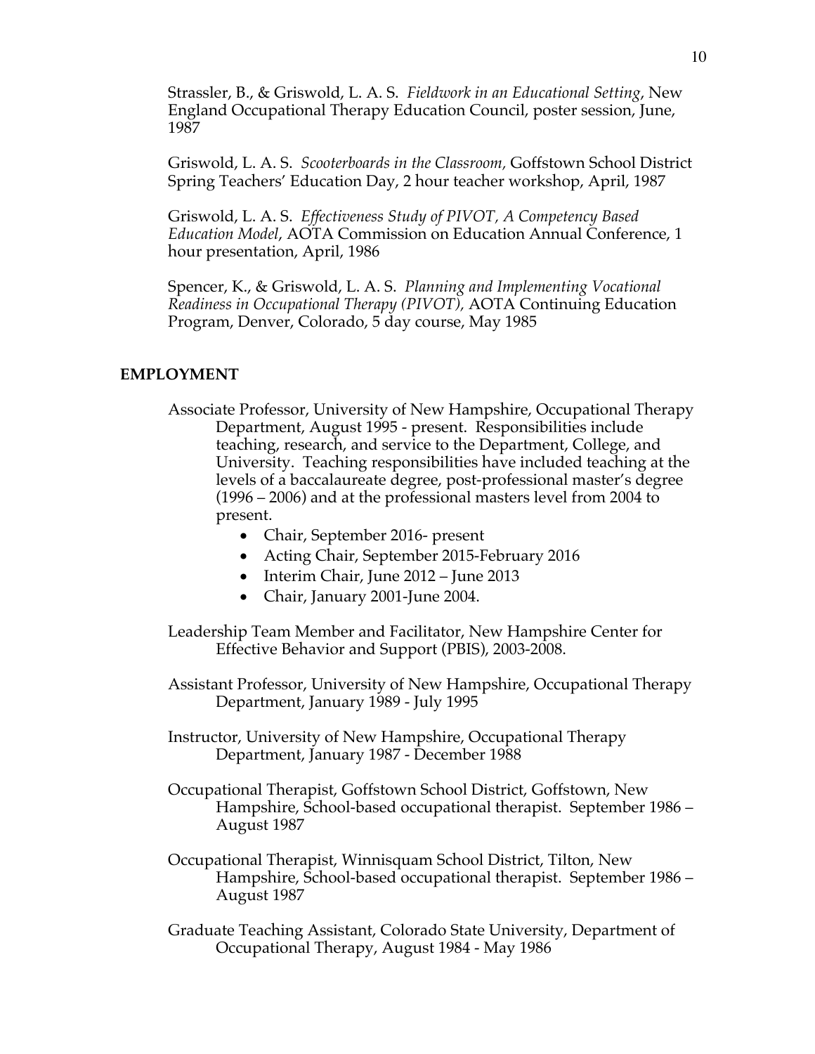Strassler, B., & Griswold, L. A. S. *Fieldwork in an Educational Setting*, New England Occupational Therapy Education Council, poster session, June, 1987

Griswold, L. A. S. *Scooterboards in the Classroom*, Goffstown School District Spring Teachers' Education Day, 2 hour teacher workshop, April, 1987

Griswold, L. A. S. *Effectiveness Study of PIVOT, A Competency Based Education Model*, AOTA Commission on Education Annual Conference, 1 hour presentation, April, 1986

Spencer, K., & Griswold, L. A. S. *Planning and Implementing Vocational Readiness in Occupational Therapy (PIVOT),* AOTA Continuing Education Program, Denver, Colorado, 5 day course, May 1985

## EMPLOYMENT

Associate Professor, University of New Hampshire, Occupational Therapy Department, August 1995 - present. Responsibilities include teaching, research, and service to the Department, College, and University. Teaching responsibilities have included teaching at the levels of a baccalaureate degree, post-professional master's degree (1996 – 2006) and at the professional masters level from 2004 to present.

- Chair, September 2016- present
- Acting Chair, September 2015-February 2016
- Interim Chair, June 2012 – June 2013
- Chair, January 2001-June 2004.

Leadership Team Member and Facilitator, New Hampshire Center for Effective Behavior and Support (PBIS), 2003-2008.

Assistant Professor, University of New Hampshire, Occupational Therapy Department, January 1989 - July 1995

Instructor, University of New Hampshire, Occupational Therapy Department, January 1987 - December 1988

Occupational Therapist, Goffstown School District, Goffstown, New Hampshire, School-based occupational therapist. September 1986 – August 1987

Occupational Therapist, Winnisquam School District, Tilton, New Hampshire, School-based occupational therapist. September 1986 – August 1987

Graduate Teaching Assistant, Colorado State University, Department of Occupational Therapy, August 1984 - May 1986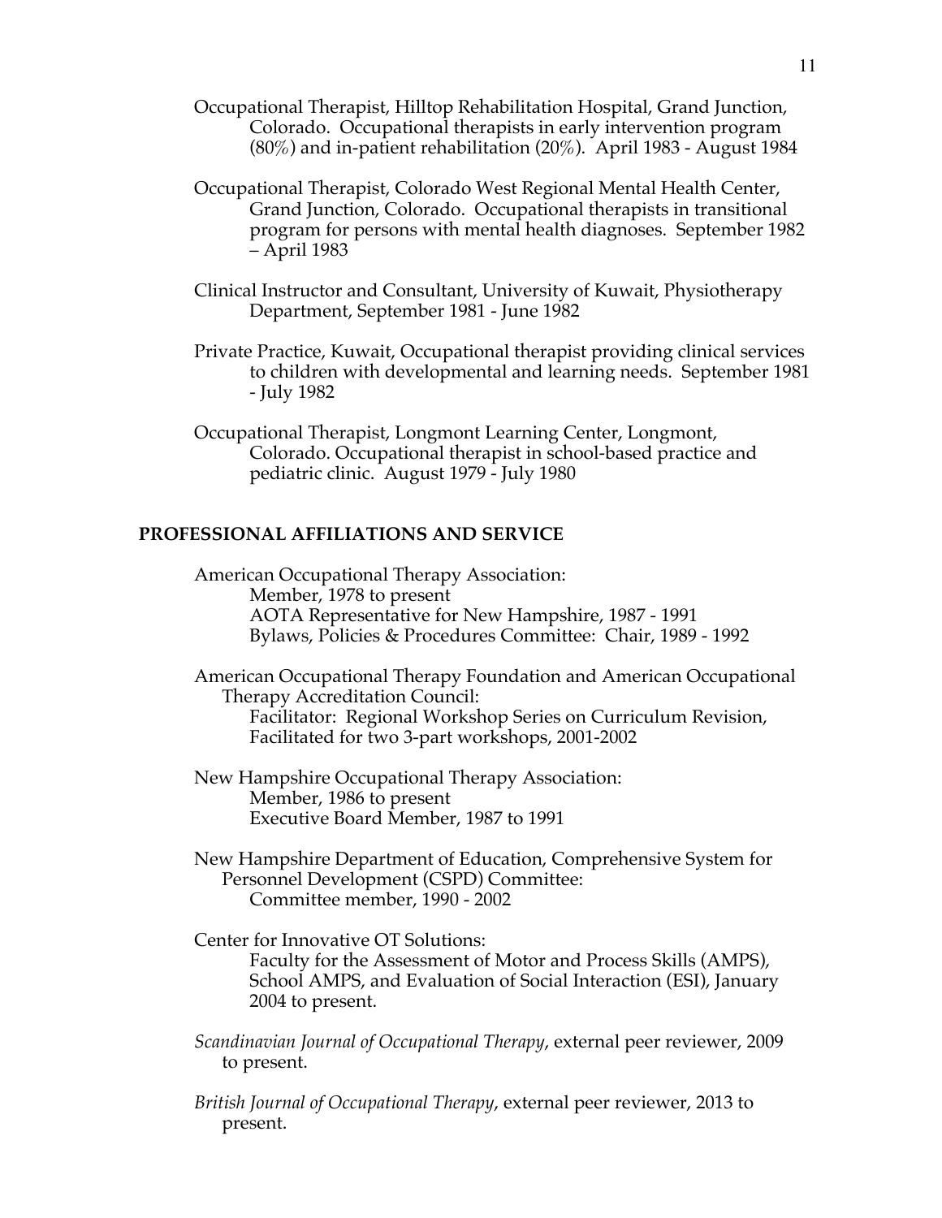Occupational Therapist, Hilltop Rehabilitation Hospital, Grand Junction, Colorado. Occupational therapists in early intervention program (80%) and in-patient rehabilitation (20%). April 1983 - August 1984

Occupational Therapist, Colorado West Regional Mental Health Center, Grand Junction, Colorado. Occupational therapists in transitional program for persons with mental health diagnoses. September 1982 – April 1983

Clinical Instructor and Consultant, University of Kuwait, Physiotherapy Department, September 1981 - June 1982

Private Practice, Kuwait, Occupational therapist providing clinical services to children with developmental and learning needs. September 1981 - July 1982

Occupational Therapist, Longmont Learning Center, Longmont, Colorado. Occupational therapist in school-based practice and pediatric clinic. August 1979 - July 1980

## PROFESSIONAL AFFILIATIONS AND SERVICE

American Occupational Therapy Association:
- Member, 1978 to present
- AOTA Representative for New Hampshire, 1987 - 1991
- Bylaws, Policies & Procedures Committee: Chair, 1989 - 1992

American Occupational Therapy Foundation and American Occupational Therapy Accreditation Council:
- Facilitator: Regional Workshop Series on Curriculum Revision, Facilitated for two 3-part workshops, 2001-2002

New Hampshire Occupational Therapy Association:
- Member, 1986 to present
- Executive Board Member, 1987 to 1991

New Hampshire Department of Education, Comprehensive System for Personnel Development (CSPD) Committee:
- Committee member, 1990 - 2002

Center for Innovative OT Solutions:
- Faculty for the Assessment of Motor and Process Skills (AMPS), School AMPS, and Evaluation of Social Interaction (ESI), January 2004 to present.

*Scandinavian Journal of Occupational Therapy*, external peer reviewer, 2009 to present.

*British Journal of Occupational Therapy*, external peer reviewer, 2013 to present.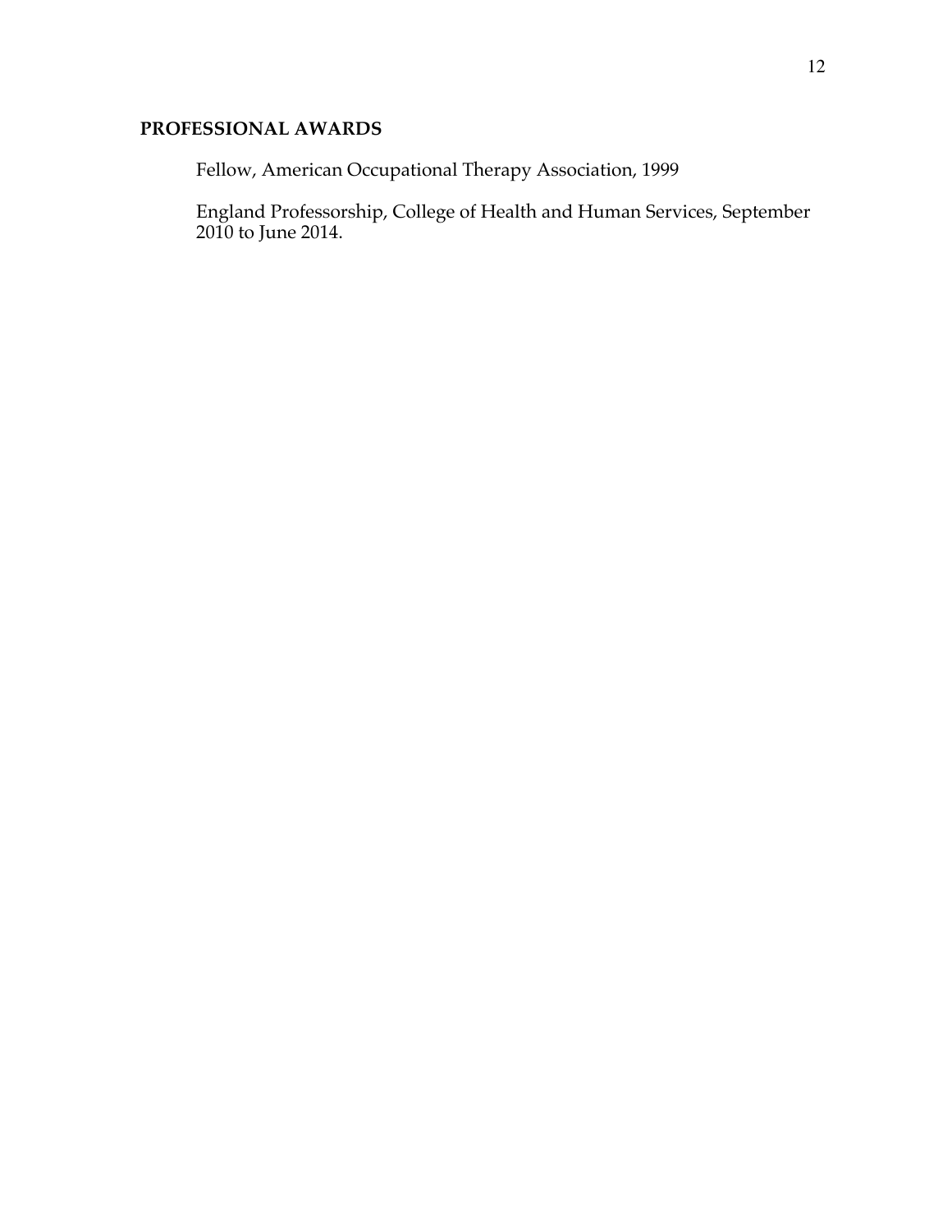## PROFESSIONAL AWARDS

Fellow, American Occupational Therapy Association, 1999

England Professorship, College of Health and Human Services, September 2010 to June 2014.